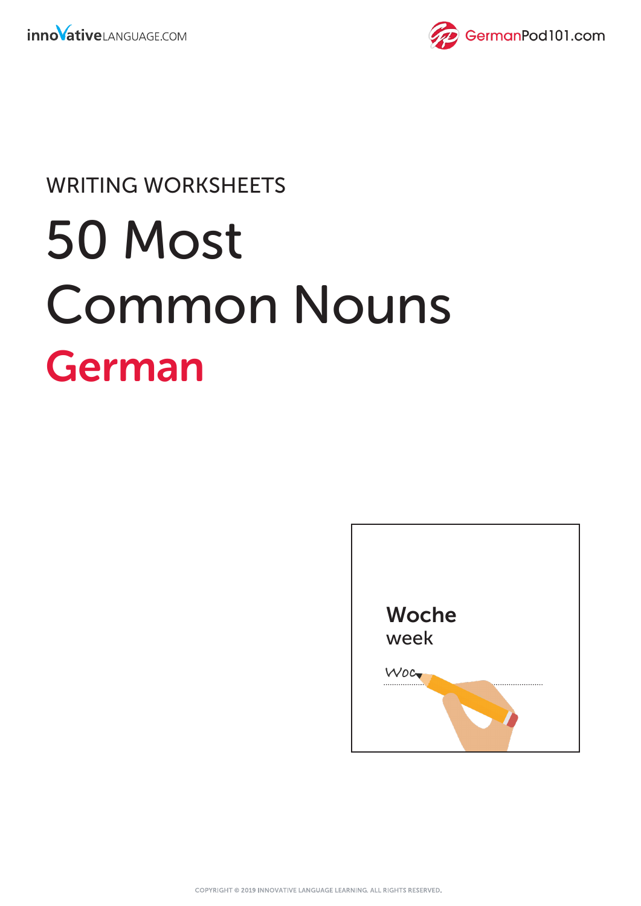WRITING WORKSHEETS

# 50 Most Common Nouns

## German

**Woche**
week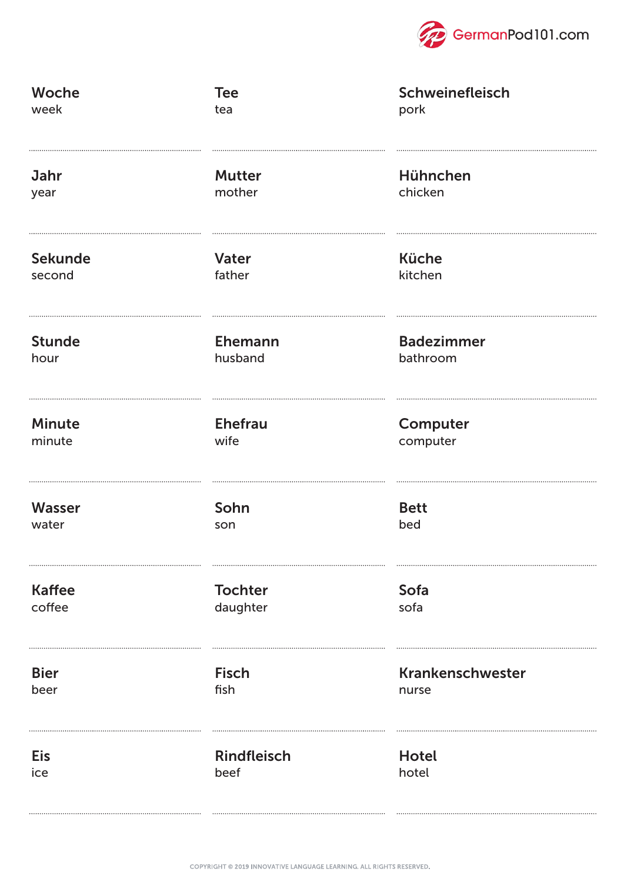**Woche**
week

**Jahr**
year

**Sekunde**
second

**Stunde**
hour

**Minute**
minute

**Wasser**
water

**Kaffee**
coffee

**Bier**
beer

**Eis**
ice

**Tee**
tea

**Mutter**
mother

**Vater**
father

**Ehemann**
husband

**Ehefrau**
wife

**Sohn**
son

**Tochter**
daughter

**Fisch**
fish

**Rindfleisch**
beef

**Schweinefleisch**
pork

**Hühnchen**
chicken

**Küche**
kitchen

**Badezimmer**
bathroom

**Computer**
computer

**Bett**
bed

**Sofa**
sofa

**Krankenschwester**
nurse

**Hotel**
hotel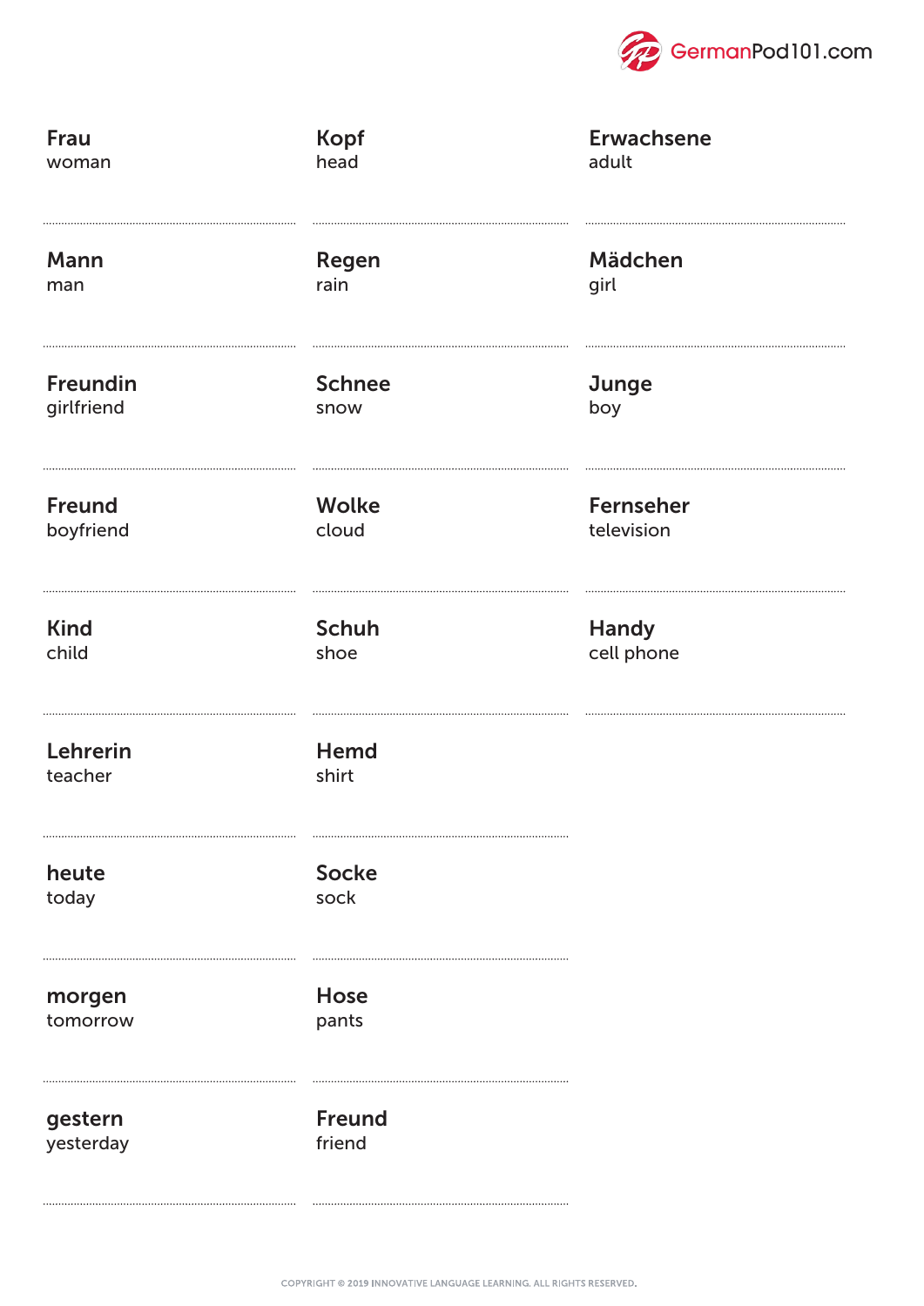**Frau**
woman

**Mann**
man

**Freundin**
girlfriend

**Freund**
boyfriend

**Kind**
child

**Lehrerin**
teacher

**heute**
today

**morgen**
tomorrow

**gestern**
yesterday

**Kopf**
head

**Regen**
rain

**Schnee**
snow

**Wolke**
cloud

**Schuh**
shoe

**Hemd**
shirt

**Socke**
sock

**Hose**
pants

**Freund**
friend

**Erwachsene**
adult

**Mädchen**
girl

**Junge**
boy

**Fernseher**
television

**Handy**
cell phone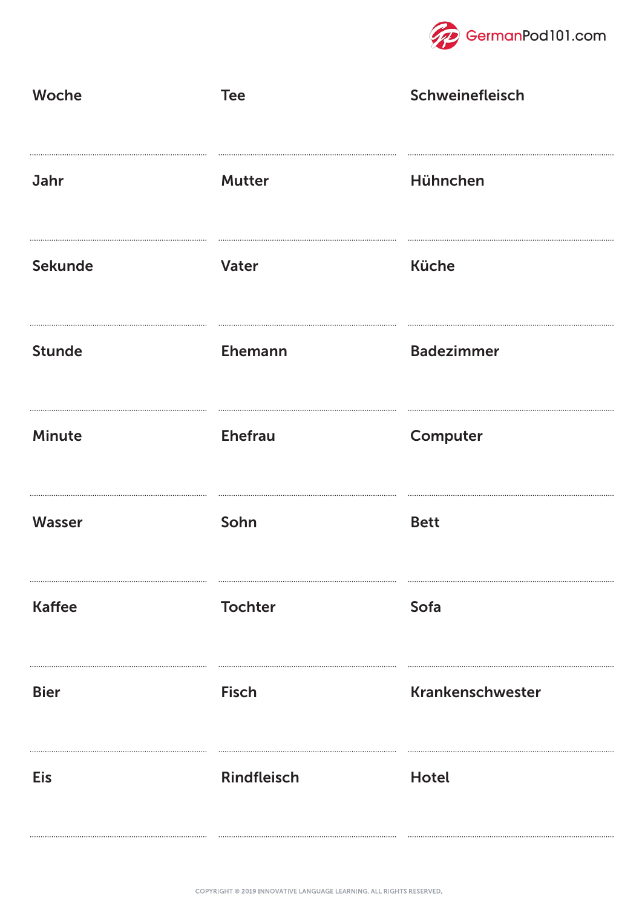| | | |
|---|---|---|
| Woche | Tee | Schweinefleisch |
| Jahr | Mutter | Hühnchen |
| Sekunde | Vater | Küche |
| Stunde | Ehemann | Badezimmer |
| Minute | Ehefrau | Computer |
| Wasser | Sohn | Bett |
| Kaffee | Tochter | Sofa |
| Bier | Fisch | Krankenschwester |
| Eis | Rindfleisch | Hotel |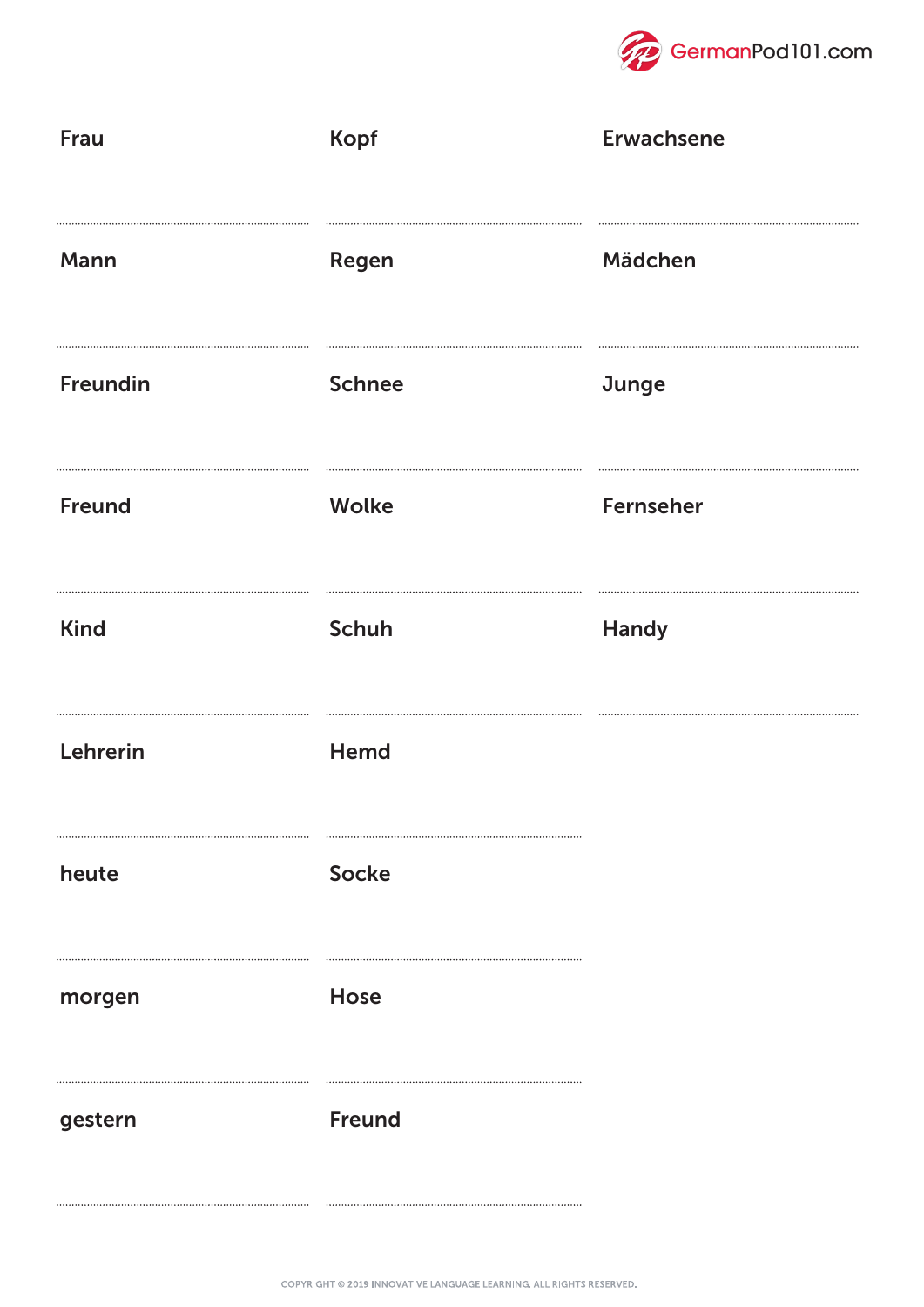| | | |
|---|---|---|
| Frau | Kopf | Erwachsene |
| Mann | Regen | Mädchen |
| Freundin | Schnee | Junge |
| Freund | Wolke | Fernseher |
| Kind | Schuh | Handy |
| Lehrerin | Hemd | |
| heute | Socke | |
| morgen | Hose | |
| gestern | Freund | |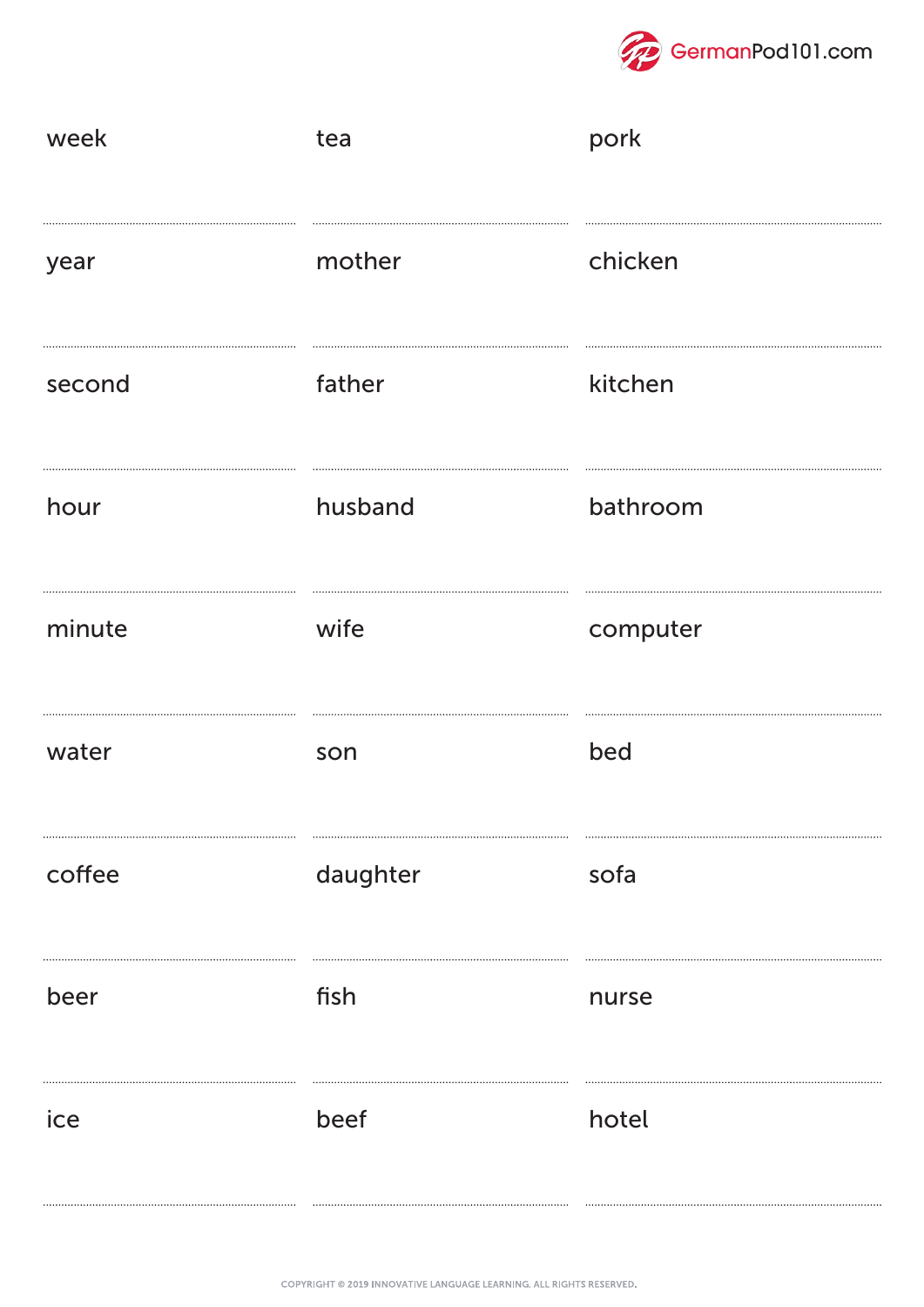| | | |
|---|---|---|
| week | tea | pork |
| year | mother | chicken |
| second | father | kitchen |
| hour | husband | bathroom |
| minute | wife | computer |
| water | son | bed |
| coffee | daughter | sofa |
| beer | fish | nurse |
| ice | beef | hotel |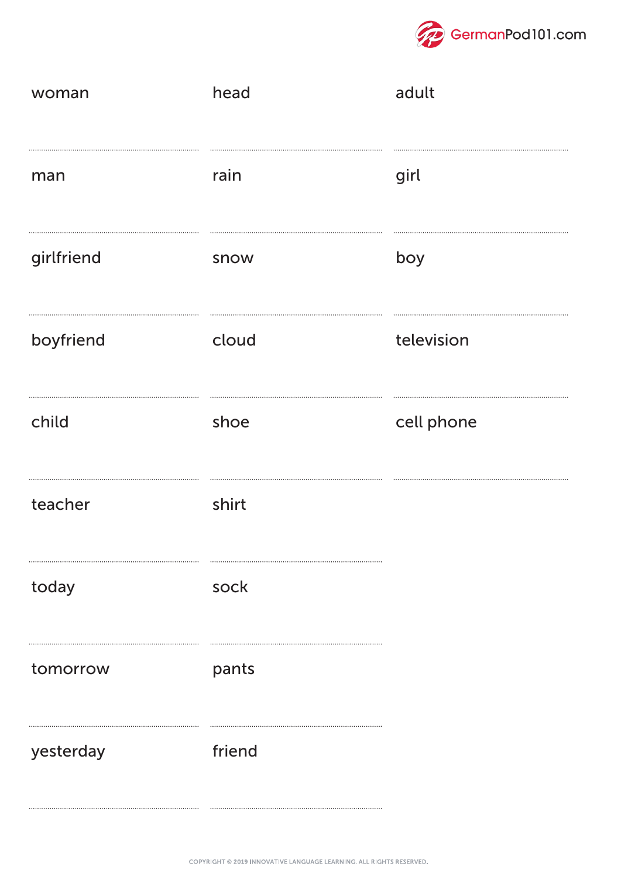| | | |
|---|---|---|
| woman | head | adult |
| man | rain | girl |
| girlfriend | snow | boy |
| boyfriend | cloud | television |
| child | shoe | cell phone |
| teacher | shirt | |
| today | sock | |
| tomorrow | pants | |
| yesterday | friend | |